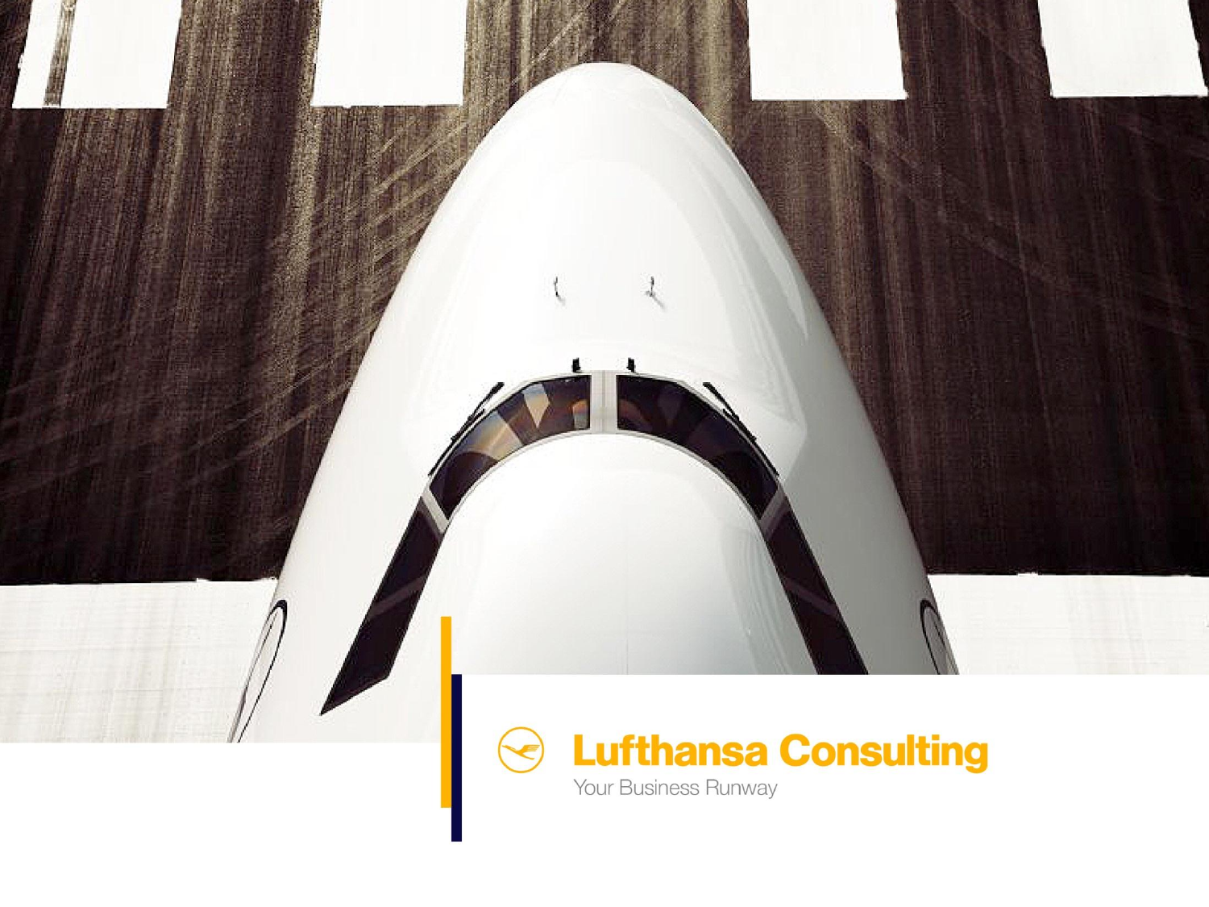# Lufthansa Consulting

Your Business Runway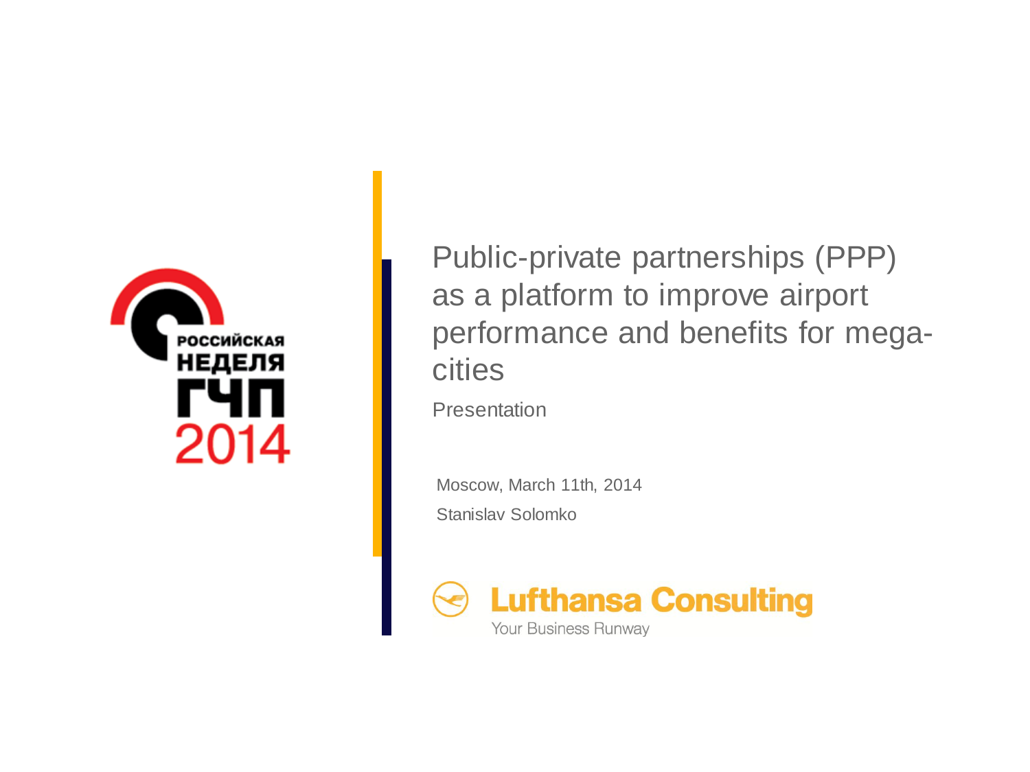РОССИЙСКАЯ НЕДЕЛЯ ГЧП 2014

# Public-private partnerships (PPP) as a platform to improve airport performance and benefits for mega-cities

Presentation

Moscow, March 11th, 2014

Stanislav Solomko

Lufthansa Consulting

Your Business Runway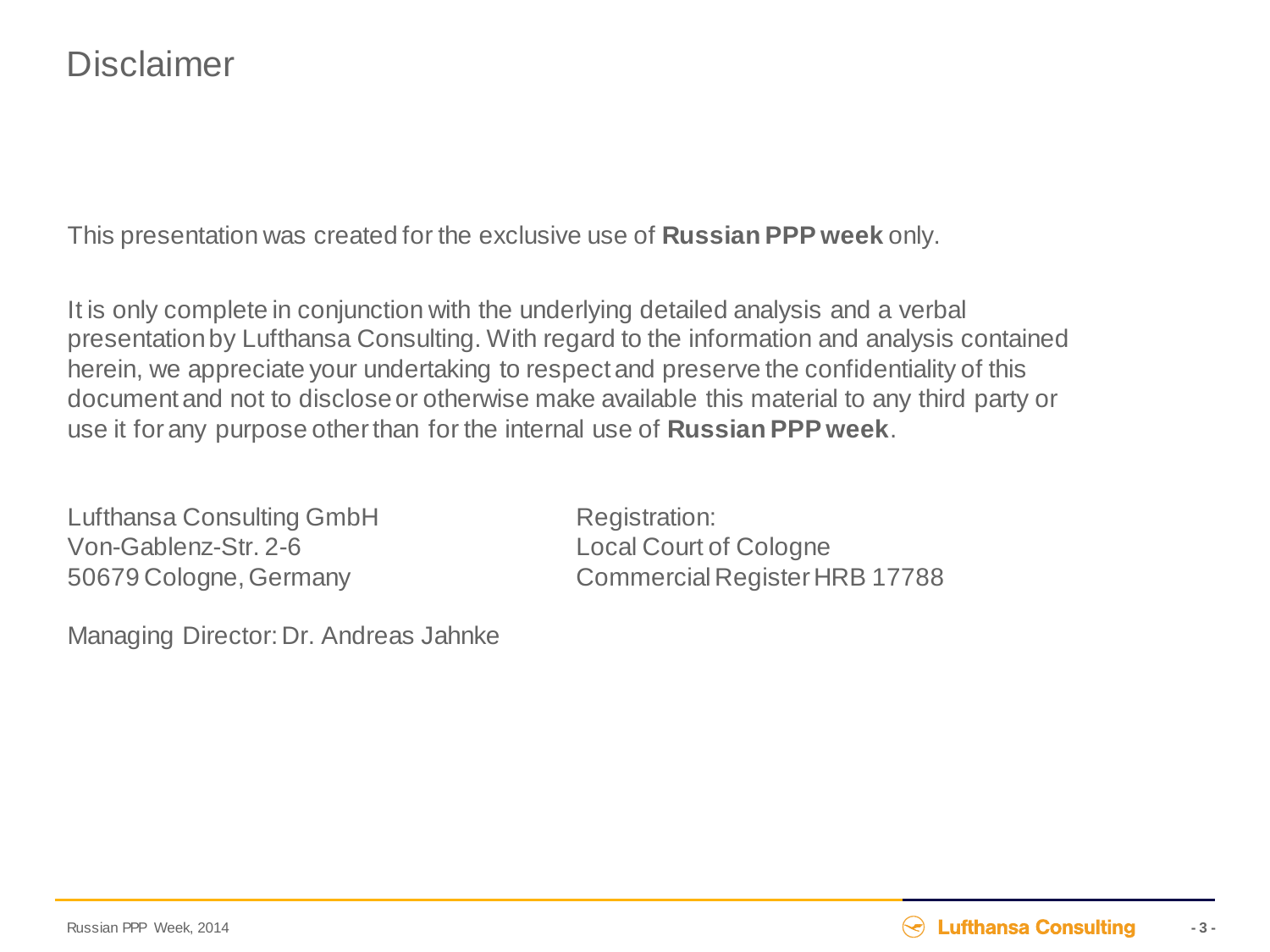# Disclaimer

This presentation was created for the exclusive use of **Russian PPP week** only.

It is only complete in conjunction with the underlying detailed analysis and a verbal presentation by Lufthansa Consulting. With regard to the information and analysis contained herein, we appreciate your undertaking to respect and preserve the confidentiality of this document and not to disclose or otherwise make available this material to any third party or use it for any purpose other than for the internal use of **Russian PPP week**.

Lufthansa Consulting GmbH
Von-Gablenz-Str. 2-6
50679 Cologne, Germany

Registration:
Local Court of Cologne
Commercial Register HRB 17788

Managing Director: Dr. Andreas Jahnke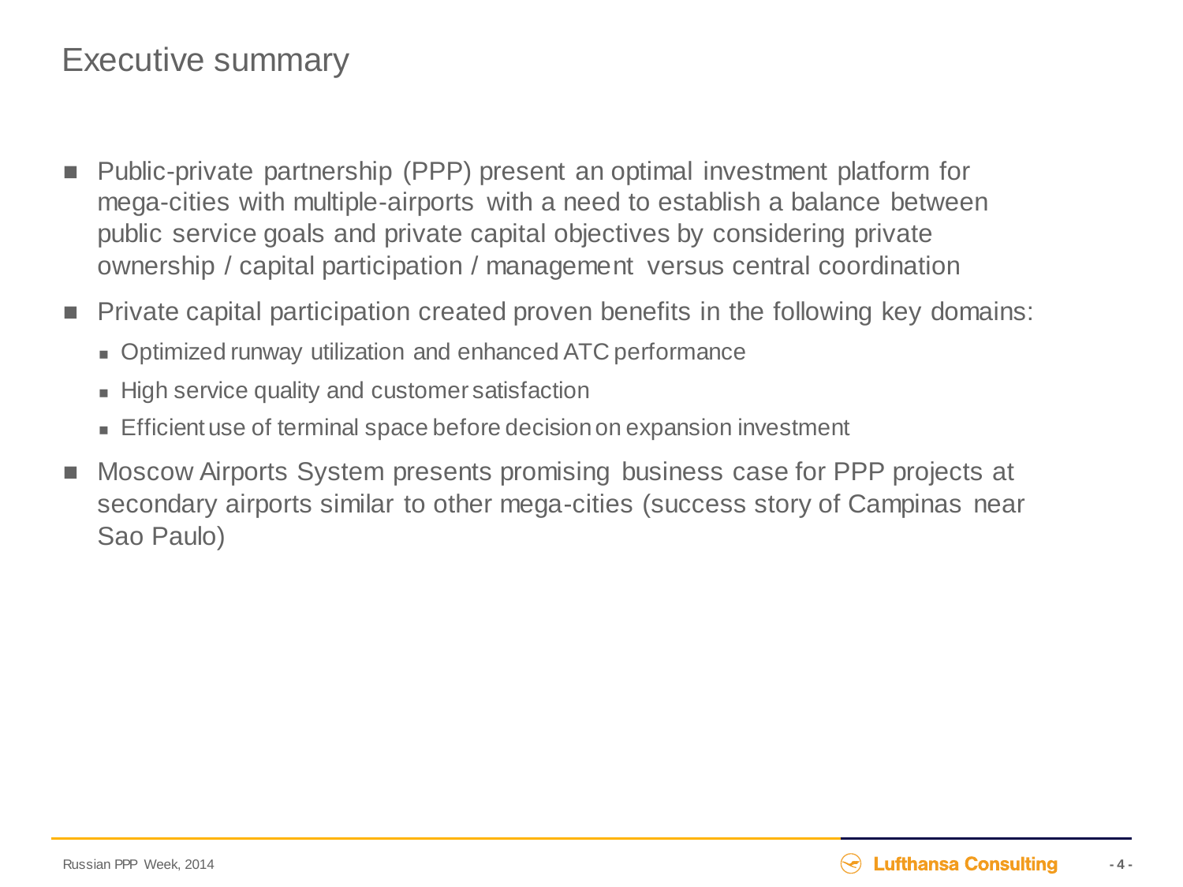# Executive summary

- Public-private partnership (PPP) present an optimal investment platform for mega-cities with multiple-airports with a need to establish a balance between public service goals and private capital objectives by considering private ownership / capital participation / management versus central coordination
- Private capital participation created proven benefits in the following key domains:
  - Optimized runway utilization and enhanced ATC performance
  - High service quality and customer satisfaction
  - Efficient use of terminal space before decision on expansion investment
- Moscow Airports System presents promising business case for PPP projects at secondary airports similar to other mega-cities (success story of Campinas near Sao Paulo)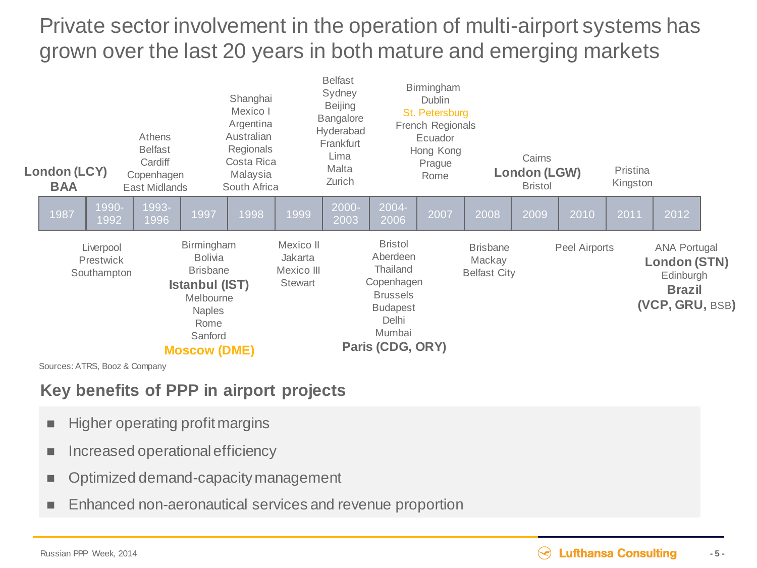# Private sector involvement in the operation of multi-airport systems has grown over the last 20 years in both mature and emerging markets

| Year | Above timeline | Below timeline |
| --- | --- | --- |
| 1987 | **London (LCY)**, **BAA** | |
| 1990-1992 | | Liverpool, Prestwick, Southampton |
| 1993-1996 | Athens, Belfast, Cardiff, Copenhagen, East Midlands | |
| 1997 | | Birmingham, Bolivia, Brisbane, **Istanbul (IST)**, Melbourne, Naples, Rome, Sanford, **Moscow (DME)** |
| 1998 | Shanghai, Mexico I, Argentina, Australian Regionals, Costa Rica, Malaysia, South Africa | |
| 1999 | | Mexico II, Jakarta, Mexico III, Stewart |
| 2000-2003 | Belfast, Sydney, Beijing, Bangalore, Hyderabad, Frankfurt, Lima, Malta, Zurich | |
| 2004-2006 | | Bristol, Aberdeen, Thailand, Copenhagen, Brussels, Budapest, Delhi, Mumbai, **Paris (CDG, ORY)** |
| 2007 | Birmingham, Dublin, St. Petersburg, French Regionals, Ecuador, Hong Kong, Prague, Rome | |
| 2008 | | Brisbane, Mackay, Belfast City |
| 2009 | Cairns, **London (LGW)**, Bristol | |
| 2010 | | Peel Airports |
| 2011 | Pristina, Kingston | |
| 2012 | | ANA Portugal, **London (STN)**, Edinburgh, **Brazil (VCP, GRU,** BSB**)** |

Sources: ATRS, Booz & Company

## Key benefits of PPP in airport projects

- Higher operating profit margins
- Increased operational efficiency
- Optimized demand-capacity management
- Enhanced non-aeronautical services and revenue proportion

Russian PPP Week, 2014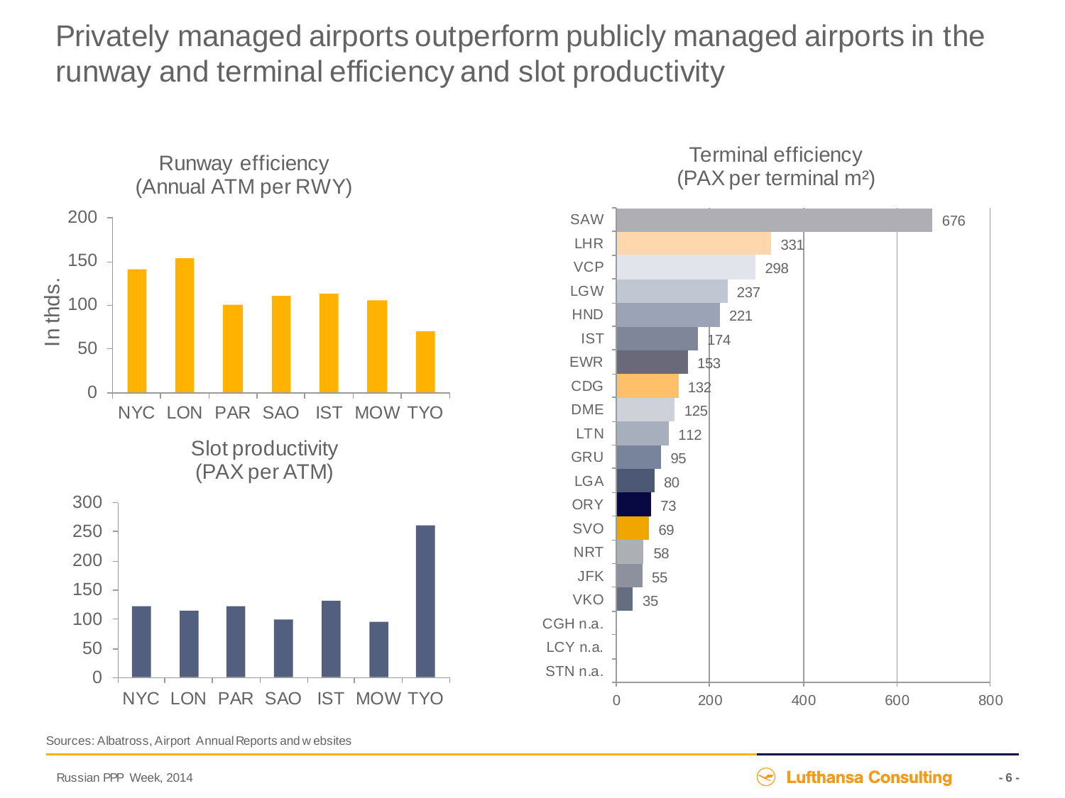# Privately managed airports outperform publicly managed airports in the runway and terminal efficiency and slot productivity

## Runway efficiency (Annual ATM per RWY)

In thds.

| City | Annual ATM per RWY (thds.) |
|---|---|
| NYC | ~141 |
| LON | ~154 |
| PAR | ~100 |
| SAO | ~111 |
| IST | ~113 |
| MOW | ~105 |
| TYO | ~70 |

## Slot productivity (PAX per ATM)

| City | PAX per ATM |
|---|---|
| NYC | ~122 |
| LON | ~114 |
| PAR | ~122 |
| SAO | ~99 |
| IST | ~131 |
| MOW | ~95 |
| TYO | ~260 |

## Terminal efficiency (PAX per terminal m²)

| Airport | PAX per terminal m² |
|---|---|
| SAW | 676 |
| LHR | 331 |
| VCP | 298 |
| LGW | 237 |
| HND | 221 |
| IST | 174 |
| EWR | 153 |
| CDG | 132 |
| DME | 125 |
| LTN | 112 |
| GRU | 95 |
| LGA | 80 |
| ORY | 73 |
| SVO | 69 |
| NRT | 58 |
| JFK | 55 |
| VKO | 35 |
| CGH | n.a. |
| LCY | n.a. |
| STN | n.a. |

Sources: Albatross, Airport Annual Reports and websites

Russian PPP Week, 2014

Lufthansa Consulting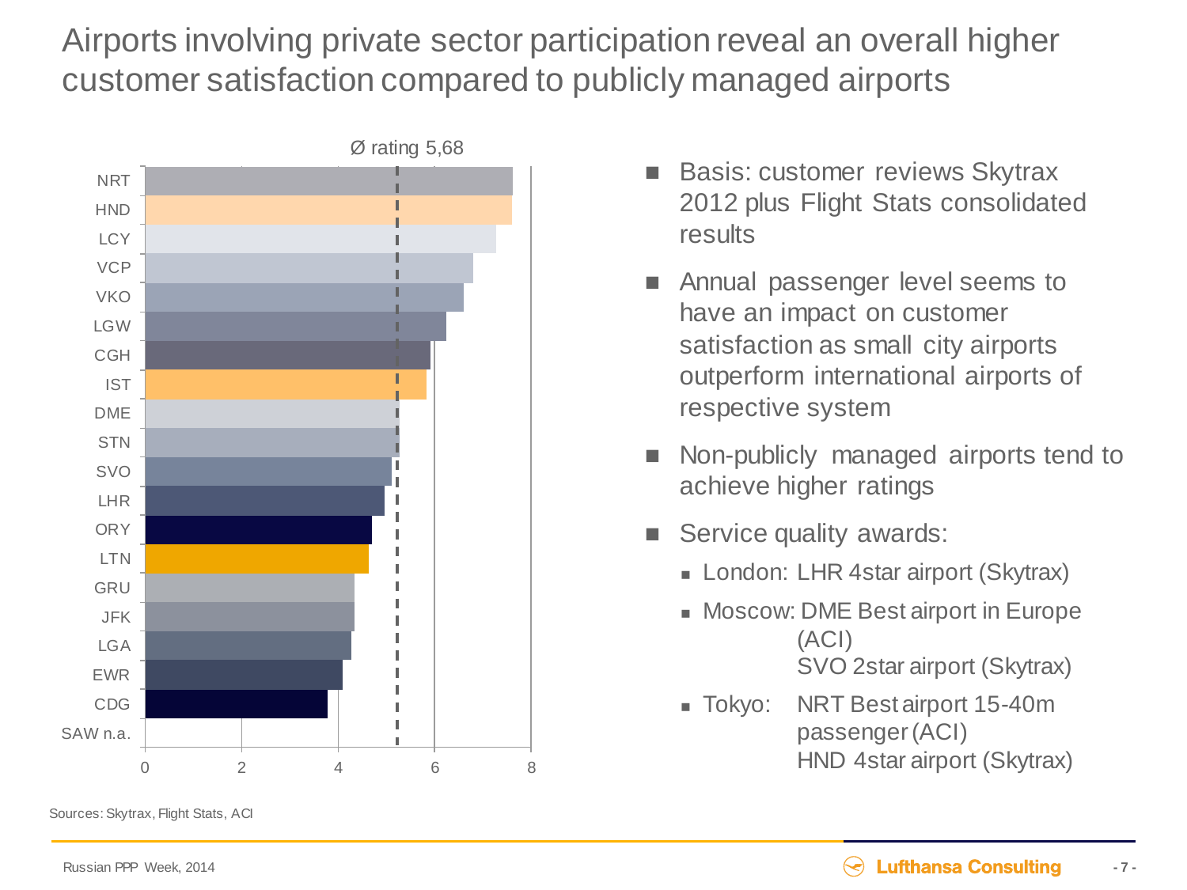# Airports involving private sector participation reveal an overall higher customer satisfaction compared to publicly managed airports

Ø rating 5,68

| Airport | Rating (approx.) |
|---|---|
| NRT | 7.6 |
| HND | 7.6 |
| LCY | 7.3 |
| VCP | 6.8 |
| VKO | 6.6 |
| LGW | 6.2 |
| CGH | 5.9 |
| IST | 5.8 |
| DME | 5.2 |
| STN | 5.3 |
| SVO | 5.1 |
| LHR | 5.0 |
| ORY | 4.7 |
| LTN | 4.6 |
| GRU | 4.3 |
| JFK | 4.3 |
| LGA | 4.3 |
| EWR | 4.1 |
| CDG | 3.8 |
| SAW n.a. | |

- Basis: customer reviews Skytrax 2012 plus Flight Stats consolidated results
- Annual passenger level seems to have an impact on customer satisfaction as small city airports outperform international airports of respective system
- Non-publicly managed airports tend to achieve higher ratings
- Service quality awards:
  - London: LHR 4star airport (Skytrax)
  - Moscow: DME Best airport in Europe (ACI)
    SVO 2star airport (Skytrax)
  - Tokyo: NRT Best airport 15-40m passenger (ACI)
    HND 4star airport (Skytrax)

Sources: Skytrax, Flight Stats, ACI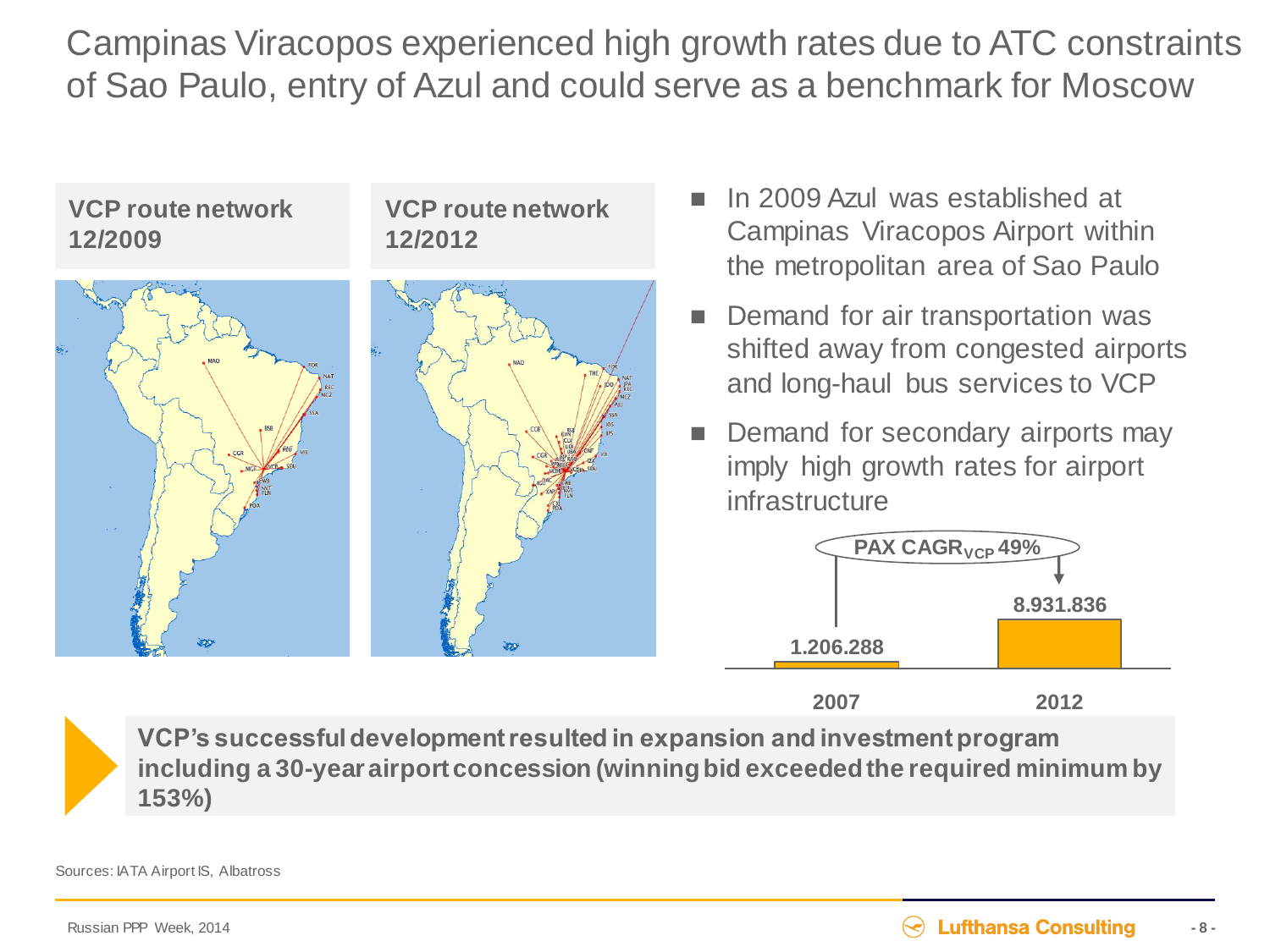# Campinas Viracopos experienced high growth rates due to ATC constraints of Sao Paulo, entry of Azul and could serve as a benchmark for Moscow

**VCP route network 12/2009**

**VCP route network 12/2012**

- In 2009 Azul was established at Campinas Viracopos Airport within the metropolitan area of Sao Paulo
- Demand for air transportation was shifted away from congested airports and long-haul bus services to VCP
- Demand for secondary airports may imply high growth rates for airport infrastructure

**PAX $CAGR_{VCP}$ 49%**

| 2007 | 2012 |
| --- | --- |
| 1.206.288 | 8.931.836 |

**VCP's successful development resulted in expansion and investment program including a 30-year airport concession (winning bid exceeded the required minimum by 153%)**

Sources: IATA Airport IS, Albatross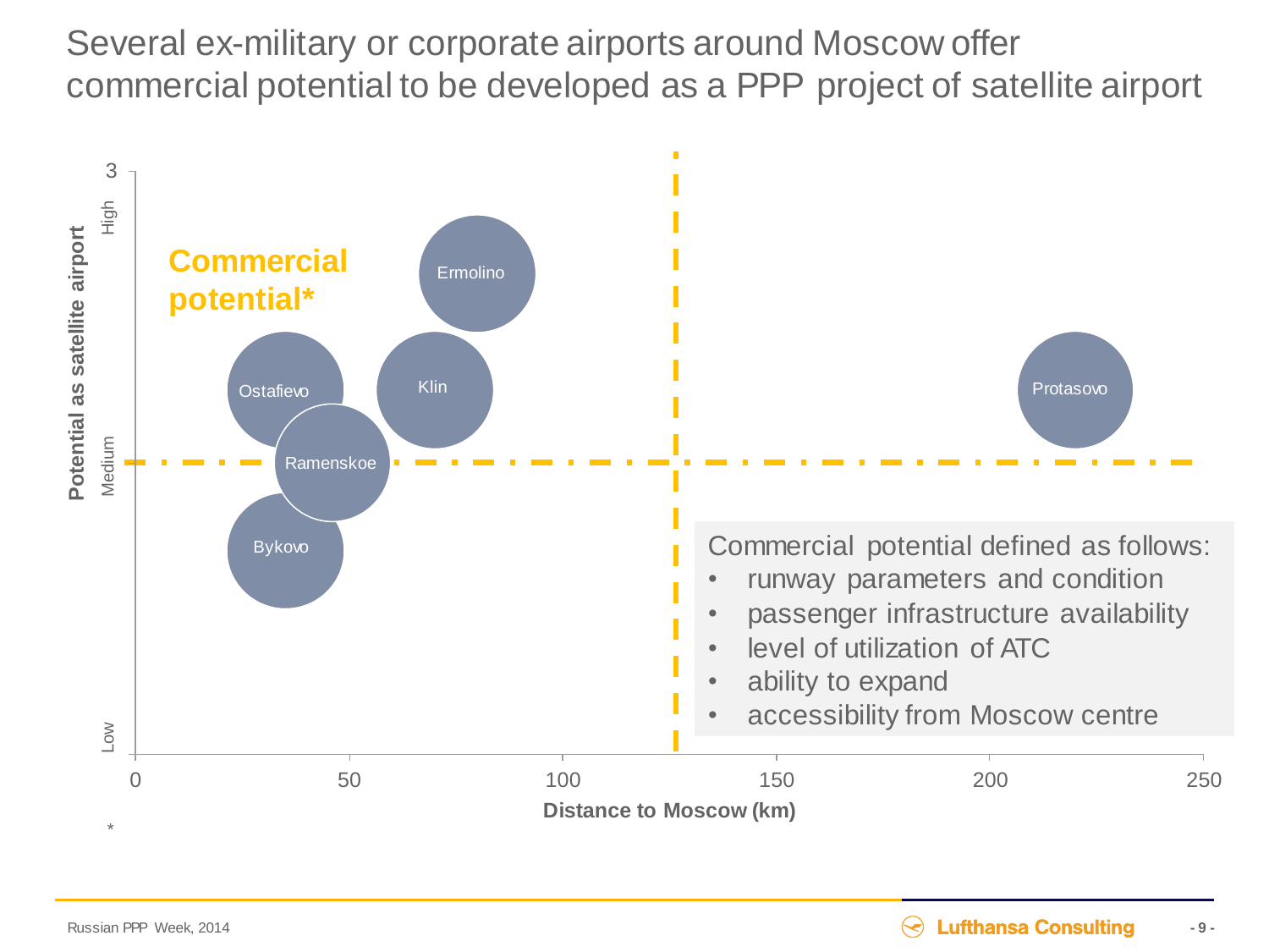# Several ex-military or corporate airports around Moscow offer commercial potential to be developed as a PPP project of satellite airport

**Potential as satellite airport** (Low / Medium / High; axis max 3)

**Distance to Moscow (km)** (0, 50, 100, 150, 200, 250)

**Commercial potential***

- Ermolino
- Ostafievo
- Klin
- Protasovo
- Ramenskoe
- Bykovo

Commercial potential defined as follows:

- runway parameters and condition
- passenger infrastructure availability
- level of utilization of ATC
- ability to expand
- accessibility from Moscow centre

*

Russian PPP Week, 2014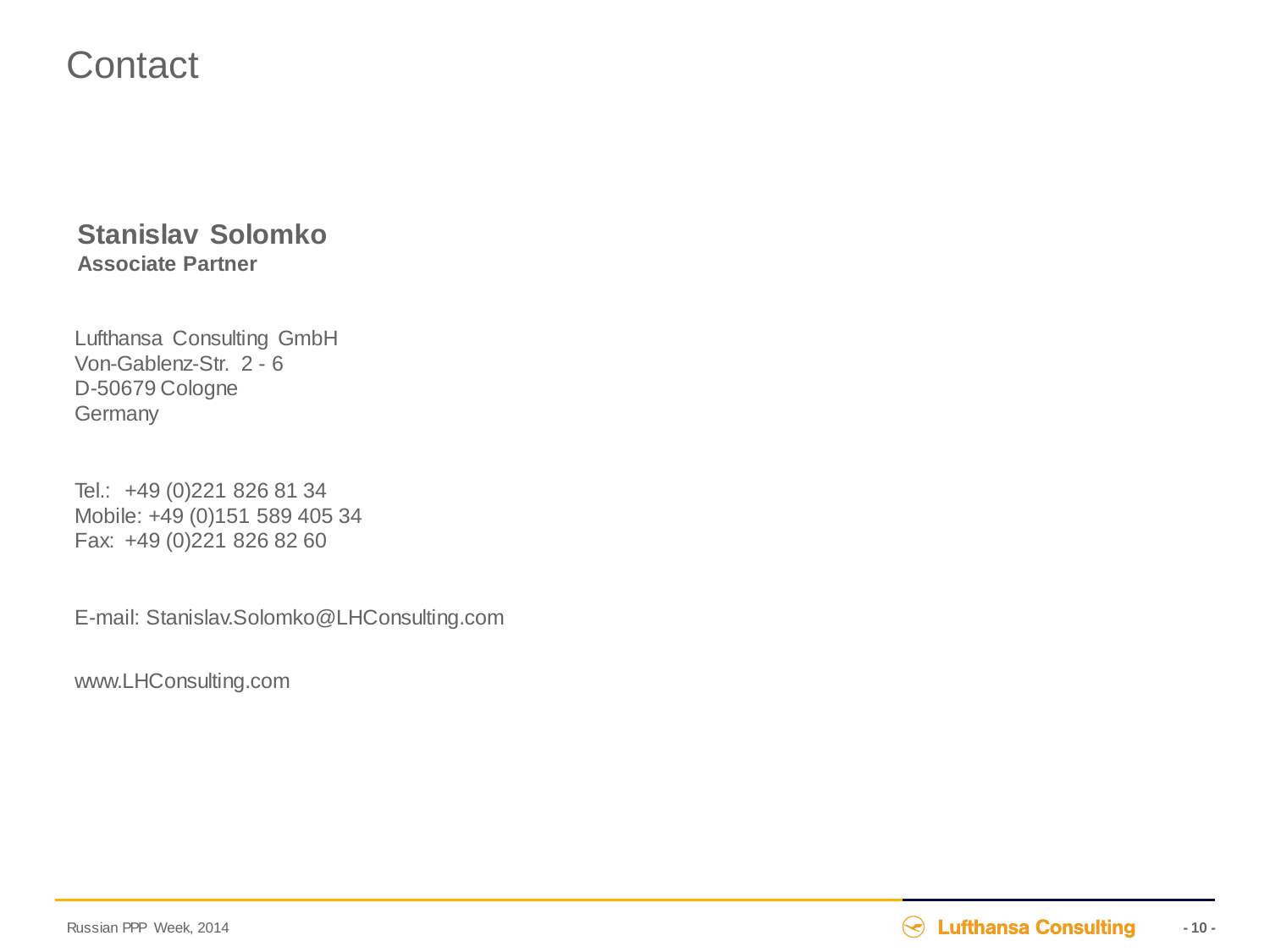# Contact

**Stanislav Solomko**
**Associate Partner**

Lufthansa Consulting GmbH
Von-Gablenz-Str. 2 - 6
D-50679 Cologne
Germany

Tel.: +49 (0)221 826 81 34
Mobile: +49 (0)151 589 405 34
Fax: +49 (0)221 826 82 60

E-mail: Stanislav.Solomko@LHConsulting.com

www.LHConsulting.com